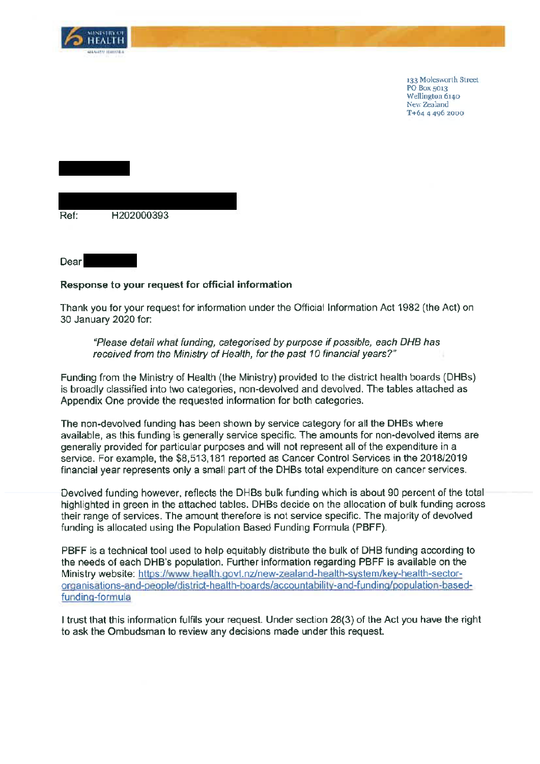133 Molesworth Street
PO Box 5013
Wellington 6140
New Zealand
T+64 4 496 2000

Ref: H202000393

Dear

**Response to your request for official information**

Thank you for your request for information under the Official Information Act 1982 (the Act) on 30 January 2020 for:

> *"Please detail what funding, categorised by purpose if possible, each DHB has received from the Ministry of Health, for the past 10 financial years?"*

Funding from the Ministry of Health (the Ministry) provided to the district health boards (DHBs) is broadly classified into two categories, non-devolved and devolved. The tables attached as Appendix One provide the requested information for both categories.

The non-devolved funding has been shown by service category for all the DHBs where available, as this funding is generally service specific. The amounts for non-devolved items are generally provided for particular purposes and will not represent all of the expenditure in a service. For example, the $8,513,181 reported as Cancer Control Services in the 2018/2019 financial year represents only a small part of the DHBs total expenditure on cancer services.

Devolved funding however, reflects the DHBs bulk funding which is about 90 percent of the total highlighted in green in the attached tables. DHBs decide on the allocation of bulk funding across their range of services. The amount therefore is not service specific. The majority of devolved funding is allocated using the Population Based Funding Formula (PBFF).

PBFF is a technical tool used to help equitably distribute the bulk of DHB funding according to the needs of each DHB's population. Further information regarding PBFF is available on the Ministry website: https://www.health.govt.nz/new-zealand-health-system/key-health-sector-organisations-and-people/district-health-boards/accountability-and-funding/population-based-funding-formula

I trust that this information fulfils your request. Under section 28(3) of the Act you have the right to ask the Ombudsman to review any decisions made under this request.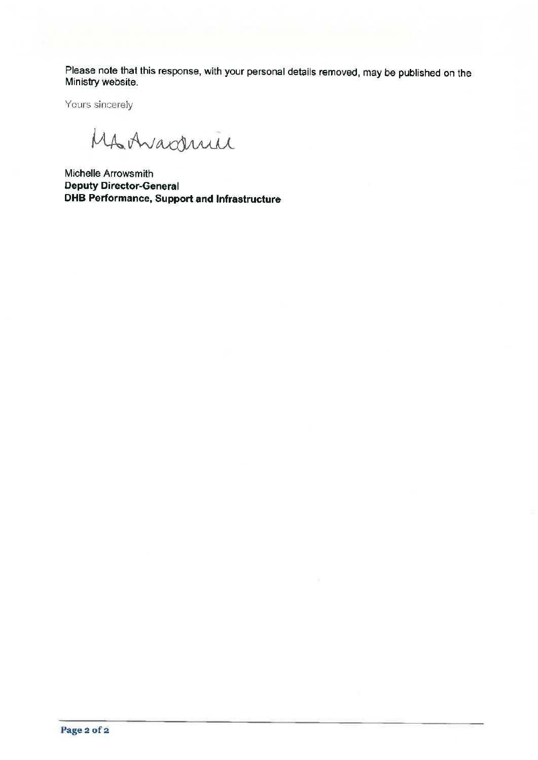Please note that this response, with your personal details removed, may be published on the Ministry website.

Yours sincerely

Michelle Arrowsmith
**Deputy Director-General**
**DHB Performance, Support and Infrastructure**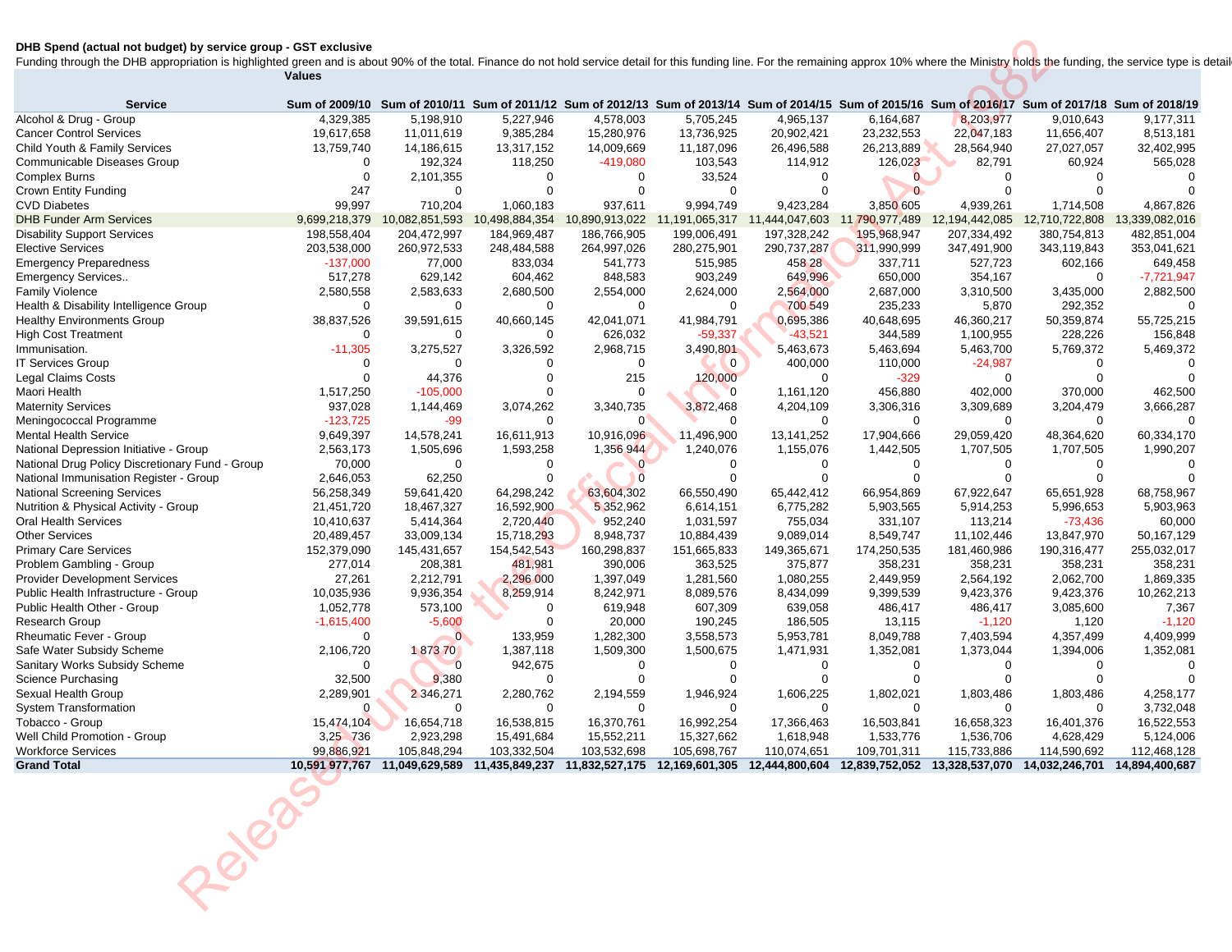**DHB Spend (actual not budget) by service group - GST exclusive**

Funding through the DHB appropriation is highlighted green and is about 90% of the total. Finance do not hold service detail for this funding line. For the remaining approx 10% where the Ministry holds the funding, the service type is detail

| | Values | | | | | | | | | |
|---|---|---|---|---|---|---|---|---|---|---|
| **Service** | **Sum of 2009/10** | **Sum of 2010/11** | **Sum of 2011/12** | **Sum of 2012/13** | **Sum of 2013/14** | **Sum of 2014/15** | **Sum of 2015/16** | **Sum of 2016/17** | **Sum of 2017/18** | **Sum of 2018/19** |
| Alcohol & Drug - Group | 4,329,385 | 5,198,910 | 5,227,946 | 4,578,003 | 5,705,245 | 4,965,137 | 6,164,687 | 8,203,977 | 9,010,643 | 9,177,311 |
| Cancer Control Services | 19,617,658 | 11,011,619 | 9,385,284 | 15,280,976 | 13,736,925 | 20,902,421 | 23,232,553 | 22,047,183 | 11,656,407 | 8,513,181 |
| Child Youth & Family Services | 13,759,740 | 14,186,615 | 13,317,152 | 14,009,669 | 11,187,096 | 26,496,588 | 26,213,889 | 28,564,940 | 27,027,057 | 32,402,995 |
| Communicable Diseases Group | 0 | 192,324 | 118,250 | -419,080 | 103,543 | 114,912 | 126,023 | 82,791 | 60,924 | 565,028 |
| Complex Burns | 0 | 2,101,355 | 0 | 0 | 33,524 | 0 | 0 | 0 | 0 | 0 |
| Crown Entity Funding | 247 | 0 | 0 | 0 | 0 | 0 | 0 | 0 | 0 | 0 |
| CVD Diabetes | 99,997 | 710,204 | 1,060,183 | 937,611 | 9,994,749 | 9,423,284 | 3,850,605 | 4,939,261 | 1,714,508 | 4,867,826 |
| DHB Funder Arm Services | 9,699,218,379 | 10,082,851,593 | 10,498,884,354 | 10,890,913,022 | 11,191,065,317 | 11,444,047,603 | 11,790,977,489 | 12,194,442,085 | 12,710,722,808 | 13,339,082,016 |
| Disability Support Services | 198,558,404 | 204,472,997 | 184,969,487 | 186,766,905 | 199,006,491 | 197,328,242 | 195,968,947 | 207,334,492 | 380,754,813 | 482,851,004 |
| Elective Services | 203,538,000 | 260,972,533 | 248,484,588 | 264,997,026 | 280,275,901 | 290,737,287 | 311,990,999 | 347,491,900 | 343,119,843 | 353,041,621 |
| Emergency Preparedness | -137,000 | 77,000 | 833,034 | 541,773 | 515,985 | 458,28 | 337,711 | 527,723 | 602,166 | 649,458 |
| Emergency Services.. | 517,278 | 629,142 | 604,462 | 848,583 | 903,249 | 649,996 | 650,000 | 354,167 | 0 | -7,721,947 |
| Family Violence | 2,580,558 | 2,583,633 | 2,680,500 | 2,554,000 | 2,624,000 | 2,564,000 | 2,687,000 | 3,310,500 | 3,435,000 | 2,882,500 |
| Health & Disability Intelligence Group | 0 | 0 | 0 | 0 | 0 | 700,549 | 235,233 | 5,870 | 292,352 | 0 |
| Healthy Environments Group | 38,837,526 | 39,591,615 | 40,660,145 | 42,041,071 | 41,984,791 | 0,695,386 | 40,648,695 | 46,360,217 | 50,359,874 | 55,725,215 |
| High Cost Treatment | 0 | 0 | 0 | 626,032 | -59,337 | -43,521 | 344,589 | 1,100,955 | 228,226 | 156,848 |
| Immunisation. | -11,305 | 3,275,527 | 3,326,592 | 2,968,715 | 3,490,801 | 5,463,673 | 5,463,694 | 5,463,700 | 5,769,372 | 5,469,372 |
| IT Services Group | 0 | 0 | 0 | 0 | 0 | 400,000 | 110,000 | -24,987 | 0 | 0 |
| Legal Claims Costs | 0 | 44,376 | 0 | 215 | 120,000 | 0 | -329 | 0 | 0 | 0 |
| Maori Health | 1,517,250 | -105,000 | 0 | 0 | 0 | 1,161,120 | 456,880 | 402,000 | 370,000 | 462,500 |
| Maternity Services | 937,028 | 1,144,469 | 3,074,262 | 3,340,735 | 3,872,468 | 4,204,109 | 3,306,316 | 3,309,689 | 3,204,479 | 3,666,287 |
| Meningococcal Programme | -123,725 | -99 | 0 | 0 | 0 | 0 | 0 | 0 | 0 | 0 |
| Mental Health Service | 9,649,397 | 14,578,241 | 16,611,913 | 10,916,096 | 11,496,900 | 13,141,252 | 17,904,666 | 29,059,420 | 48,364,620 | 60,334,170 |
| National Depression Initiative - Group | 2,563,173 | 1,505,696 | 1,593,258 | 1,356,944 | 1,240,076 | 1,155,076 | 1,442,505 | 1,707,505 | 1,707,505 | 1,990,207 |
| National Drug Policy Discretionary Fund - Group | 70,000 | 0 | 0 | 0 | 0 | 0 | 0 | 0 | 0 | 0 |
| National Immunisation Register - Group | 2,646,053 | 62,250 | 0 | 0 | 0 | 0 | 0 | 0 | 0 | 0 |
| National Screening Services | 56,258,349 | 59,641,420 | 64,298,242 | 63,604,302 | 66,550,490 | 65,442,412 | 66,954,869 | 67,922,647 | 65,651,928 | 68,758,967 |
| Nutrition & Physical Activity - Group | 21,451,720 | 18,467,327 | 16,592,900 | 5,352,962 | 6,614,151 | 6,775,282 | 5,903,565 | 5,914,253 | 5,996,653 | 5,903,963 |
| Oral Health Services | 10,410,637 | 5,414,364 | 2,720,440 | 952,240 | 1,031,597 | 755,034 | 331,107 | 113,214 | -73,436 | 60,000 |
| Other Services | 20,489,457 | 33,009,134 | 15,718,293 | 8,948,737 | 10,884,439 | 9,089,014 | 8,549,747 | 11,102,446 | 13,847,970 | 50,167,129 |
| Primary Care Services | 152,379,090 | 145,431,657 | 154,542,543 | 160,298,837 | 151,665,833 | 149,365,671 | 174,250,535 | 181,460,986 | 190,316,477 | 255,032,017 |
| Problem Gambling - Group | 277,014 | 208,381 | 481,981 | 390,006 | 363,525 | 375,877 | 358,231 | 358,231 | 358,231 | 358,231 |
| Provider Development Services | 27,261 | 2,212,791 | 2,296,000 | 1,397,049 | 1,281,560 | 1,080,255 | 2,449,959 | 2,564,192 | 2,062,700 | 1,869,335 |
| Public Health Infrastructure - Group | 10,035,936 | 9,936,354 | 8,259,914 | 8,242,971 | 8,089,576 | 8,434,099 | 9,399,539 | 9,423,376 | 9,423,376 | 10,262,213 |
| Public Health Other - Group | 1,052,778 | 573,100 | 0 | 619,948 | 607,309 | 639,058 | 486,417 | 486,417 | 3,085,600 | 7,367 |
| Research Group | -1,615,400 | -5,600 | 0 | 20,000 | 190,245 | 186,505 | 13,115 | -1,120 | 1,120 | -1,120 |
| Rheumatic Fever - Group | 0 | 0 | 133,959 | 1,282,300 | 3,558,573 | 5,953,781 | 8,049,788 | 7,403,594 | 4,357,499 | 4,409,999 |
| Safe Water Subsidy Scheme | 2,106,720 | 1 873 70 | 1,387,118 | 1,509,300 | 1,500,675 | 1,471,931 | 1,352,081 | 1,373,044 | 1,394,006 | 1,352,081 |
| Sanitary Works Subsidy Scheme | 0 | 0 | 942,675 | 0 | 0 | 0 | 0 | 0 | 0 | 0 |
| Science Purchasing | 32,500 | 9,380 | 0 | 0 | 0 | 0 | 0 | 0 | 0 | 0 |
| Sexual Health Group | 2,289,901 | 2 346,271 | 2,280,762 | 2,194,559 | 1,946,924 | 1,606,225 | 1,802,021 | 1,803,486 | 1,803,486 | 4,258,177 |
| System Transformation | 0 | 0 | 0 | 0 | 0 | 0 | 0 | 0 | 0 | 3,732,048 |
| Tobacco - Group | 15,474,104 | 16,654,718 | 16,538,815 | 16,370,761 | 16,992,254 | 17,366,463 | 16,503,841 | 16,658,323 | 16,401,376 | 16,522,553 |
| Well Child Promotion - Group | 3,25 736 | 2,923,298 | 15,491,684 | 15,552,211 | 15,327,662 | 1,618,948 | 1,533,776 | 1,536,706 | 4,628,429 | 5,124,006 |
| Workforce Services | 99,886,921 | 105,848,294 | 103,332,504 | 103,532,698 | 105,698,767 | 110,074,651 | 109,701,311 | 115,733,886 | 114,590,692 | 112,468,128 |
| **Grand Total** | **10,591 977,767** | **11,049,629,589** | **11,435,849,237** | **11,832,527,175** | **12,169,601,305** | **12,444,800,604** | **12,839,752,052** | **13,328,537,070** | **14,032,246,701** | **14,894,400,687** |

Released under the Official Information Act 1982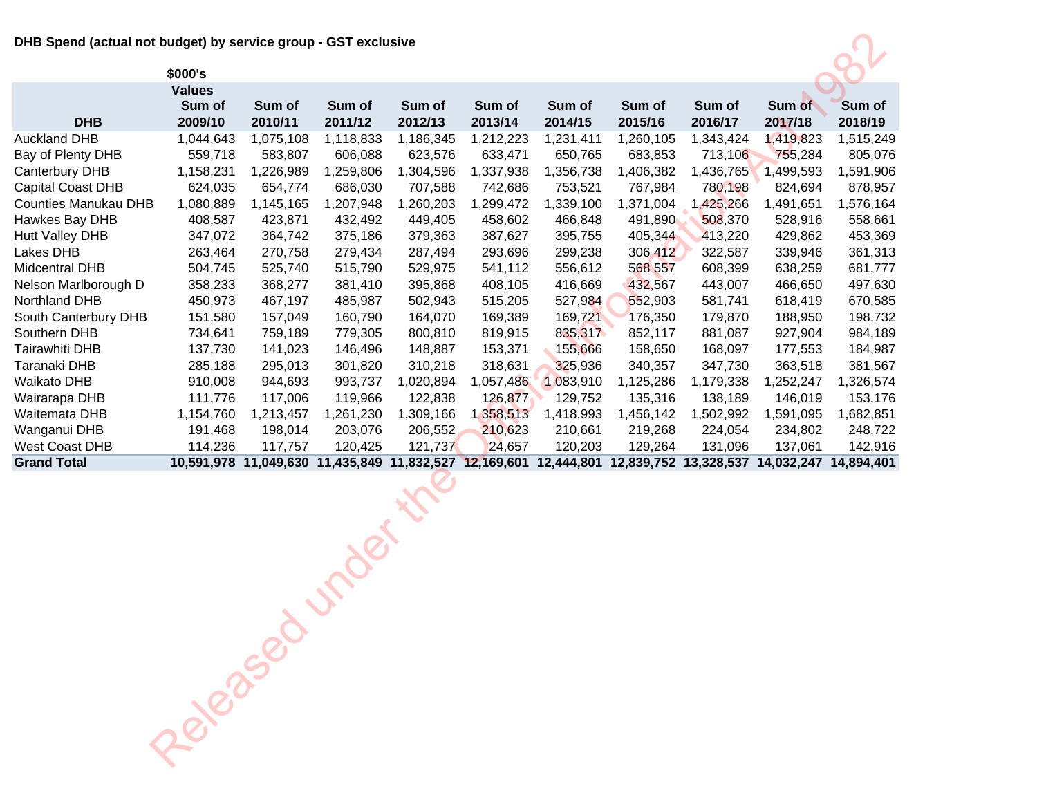**DHB Spend (actual not budget) by service group - GST exclusive**

| DHB | $000's Values Sum of 2009/10 | Sum of 2010/11 | Sum of 2011/12 | Sum of 2012/13 | Sum of 2013/14 | Sum of 2014/15 | Sum of 2015/16 | Sum of 2016/17 | Sum of 2017/18 | Sum of 2018/19 |
|---|---|---|---|---|---|---|---|---|---|---|
| Auckland DHB | 1,044,643 | 1,075,108 | 1,118,833 | 1,186,345 | 1,212,223 | 1,231,411 | 1,260,105 | 1,343,424 | 1,419,823 | 1,515,249 |
| Bay of Plenty DHB | 559,718 | 583,807 | 606,088 | 623,576 | 633,471 | 650,765 | 683,853 | 713,106 | 755,284 | 805,076 |
| Canterbury DHB | 1,158,231 | 1,226,989 | 1,259,806 | 1,304,596 | 1,337,938 | 1,356,738 | 1,406,382 | 1,436,765 | 1,499,593 | 1,591,906 |
| Capital Coast DHB | 624,035 | 654,774 | 686,030 | 707,588 | 742,686 | 753,521 | 767,984 | 780,198 | 824,694 | 878,957 |
| Counties Manukau DHB | 1,080,889 | 1,145,165 | 1,207,948 | 1,260,203 | 1,299,472 | 1,339,100 | 1,371,004 | 1,425,266 | 1,491,651 | 1,576,164 |
| Hawkes Bay DHB | 408,587 | 423,871 | 432,492 | 449,405 | 458,602 | 466,848 | 491,890 | 508,370 | 528,916 | 558,661 |
| Hutt Valley DHB | 347,072 | 364,742 | 375,186 | 379,363 | 387,627 | 395,755 | 405,344 | 413,220 | 429,862 | 453,369 |
| Lakes DHB | 263,464 | 270,758 | 279,434 | 287,494 | 293,696 | 299,238 | 306,412 | 322,587 | 339,946 | 361,313 |
| Midcentral DHB | 504,745 | 525,740 | 515,790 | 529,975 | 541,112 | 556,612 | 568,557 | 608,399 | 638,259 | 681,777 |
| Nelson Marlborough D | 358,233 | 368,277 | 381,410 | 395,868 | 408,105 | 416,669 | 432,567 | 443,007 | 466,650 | 497,630 |
| Northland DHB | 450,973 | 467,197 | 485,987 | 502,943 | 515,205 | 527,984 | 552,903 | 581,741 | 618,419 | 670,585 |
| South Canterbury DHB | 151,580 | 157,049 | 160,790 | 164,070 | 169,389 | 169,721 | 176,350 | 179,870 | 188,950 | 198,732 |
| Southern DHB | 734,641 | 759,189 | 779,305 | 800,810 | 819,915 | 835,317 | 852,117 | 881,087 | 927,904 | 984,189 |
| Tairawhiti DHB | 137,730 | 141,023 | 146,496 | 148,887 | 153,371 | 155,666 | 158,650 | 168,097 | 177,553 | 184,987 |
| Taranaki DHB | 285,188 | 295,013 | 301,820 | 310,218 | 318,631 | 325,936 | 340,357 | 347,730 | 363,518 | 381,567 |
| Waikato DHB | 910,008 | 944,693 | 993,737 | 1,020,894 | 1,057,486 | 1,083,910 | 1,125,286 | 1,179,338 | 1,252,247 | 1,326,574 |
| Wairarapa DHB | 111,776 | 117,006 | 119,966 | 122,838 | 126,877 | 129,752 | 135,316 | 138,189 | 146,019 | 153,176 |
| Waitemata DHB | 1,154,760 | 1,213,457 | 1,261,230 | 1,309,166 | 1,358,513 | 1,418,993 | 1,456,142 | 1,502,992 | 1,591,095 | 1,682,851 |
| Wanganui DHB | 191,468 | 198,014 | 203,076 | 206,552 | 210,623 | 210,661 | 219,268 | 224,054 | 234,802 | 248,722 |
| West Coast DHB | 114,236 | 117,757 | 120,425 | 121,737 | 124,657 | 120,203 | 129,264 | 131,096 | 137,061 | 142,916 |
| **Grand Total** | **10,591,978** | **11,049,630** | **11,435,849** | **11,832,527** | **12,169,601** | **12,444,801** | **12,839,752** | **13,328,537** | **14,032,247** | **14,894,401** |